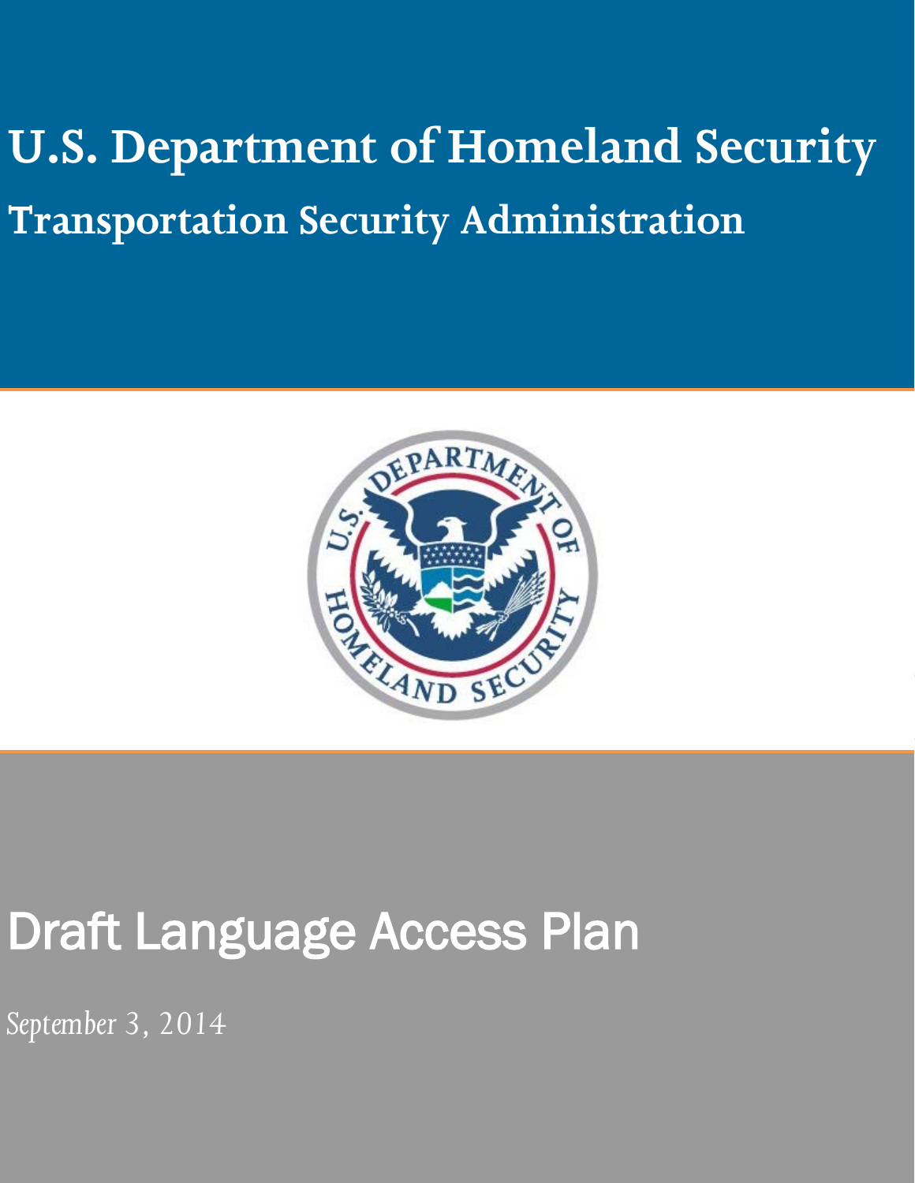# U.S. Department of Homeland Security

## Transportation Security Administration

# Draft Language Access Plan

*September 3, 2014*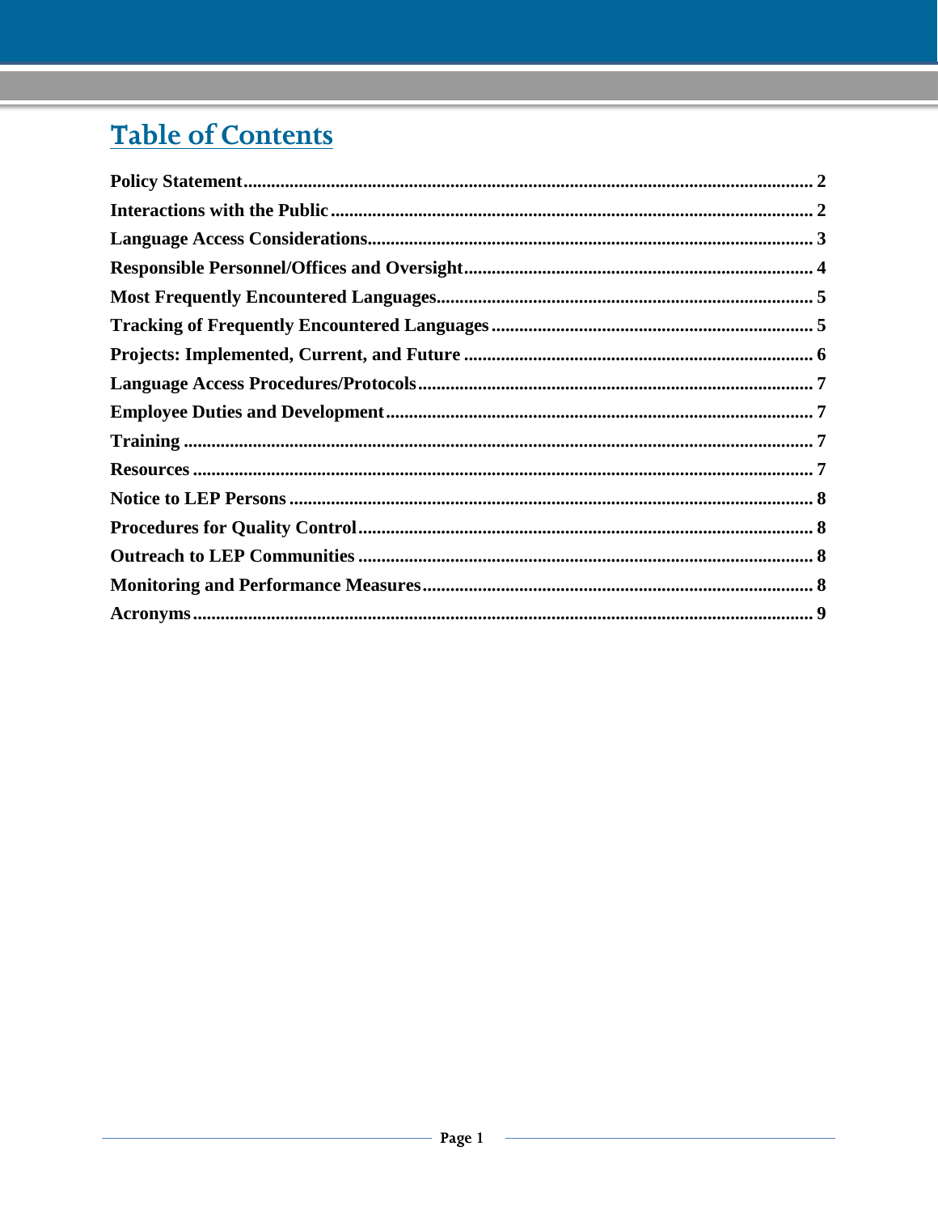# Table of Contents

**Policy Statement** ........................................................................................................ 2
**Interactions with the Public** ........................................................................................ 2
**Language Access Considerations** ................................................................................ 3
**Responsible Personnel/Offices and Oversight** .............................................................. 4
**Most Frequently Encountered Languages** .................................................................... 5
**Tracking of Frequently Encountered Languages** ........................................................... 5
**Projects: Implemented, Current, and Future** ............................................................... 6
**Language Access Procedures/Protocols** ..................................................................... 7
**Employee Duties and Development** ............................................................................ 7
**Training** ...................................................................................................................... 7
**Resources** ................................................................................................................... 7
**Notice to LEP Persons** ................................................................................................ 8
**Procedures for Quality Control** ................................................................................... 8
**Outreach to LEP Communities** ................................................................................... 8
**Monitoring and Performance Measures** ...................................................................... 8
**Acronyms** .................................................................................................................... 9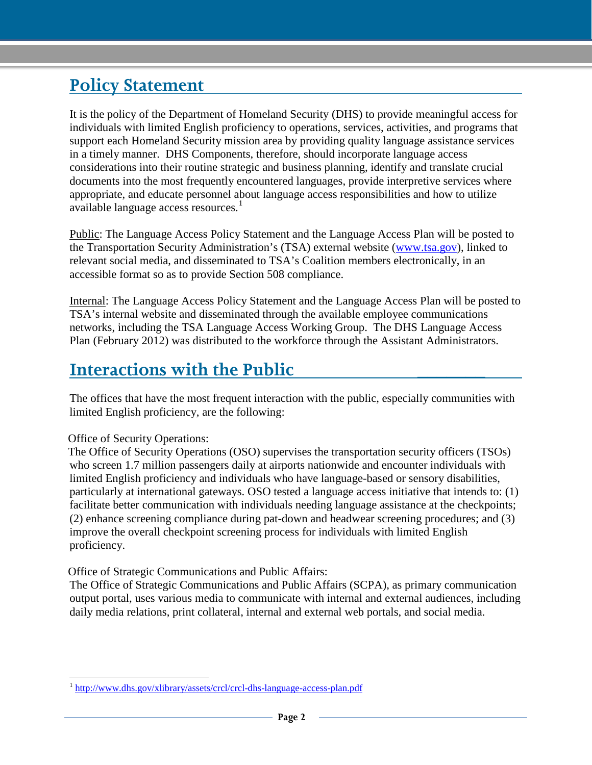## Policy Statement

It is the policy of the Department of Homeland Security (DHS) to provide meaningful access for individuals with limited English proficiency to operations, services, activities, and programs that support each Homeland Security mission area by providing quality language assistance services in a timely manner. DHS Components, therefore, should incorporate language access considerations into their routine strategic and business planning, identify and translate crucial documents into the most frequently encountered languages, provide interpretive services where appropriate, and educate personnel about language access responsibilities and how to utilize available language access resources.[1]

Public: The Language Access Policy Statement and the Language Access Plan will be posted to the Transportation Security Administration's (TSA) external website (www.tsa.gov), linked to relevant social media, and disseminated to TSA's Coalition members electronically, in an accessible format so as to provide Section 508 compliance.

Internal: The Language Access Policy Statement and the Language Access Plan will be posted to TSA's internal website and disseminated through the available employee communications networks, including the TSA Language Access Working Group. The DHS Language Access Plan (February 2012) was distributed to the workforce through the Assistant Administrators.

## Interactions with the Public

The offices that have the most frequent interaction with the public, especially communities with limited English proficiency, are the following:

Office of Security Operations:
The Office of Security Operations (OSO) supervises the transportation security officers (TSOs) who screen 1.7 million passengers daily at airports nationwide and encounter individuals with limited English proficiency and individuals who have language-based or sensory disabilities, particularly at international gateways. OSO tested a language access initiative that intends to: (1) facilitate better communication with individuals needing language assistance at the checkpoints; (2) enhance screening compliance during pat-down and headwear screening procedures; and (3) improve the overall checkpoint screening process for individuals with limited English proficiency.

Office of Strategic Communications and Public Affairs:
The Office of Strategic Communications and Public Affairs (SCPA), as primary communication output portal, uses various media to communicate with internal and external audiences, including daily media relations, print collateral, internal and external web portals, and social media.

---

[1] http://www.dhs.gov/xlibrary/assets/crcl/crcl-dhs-language-access-plan.pdf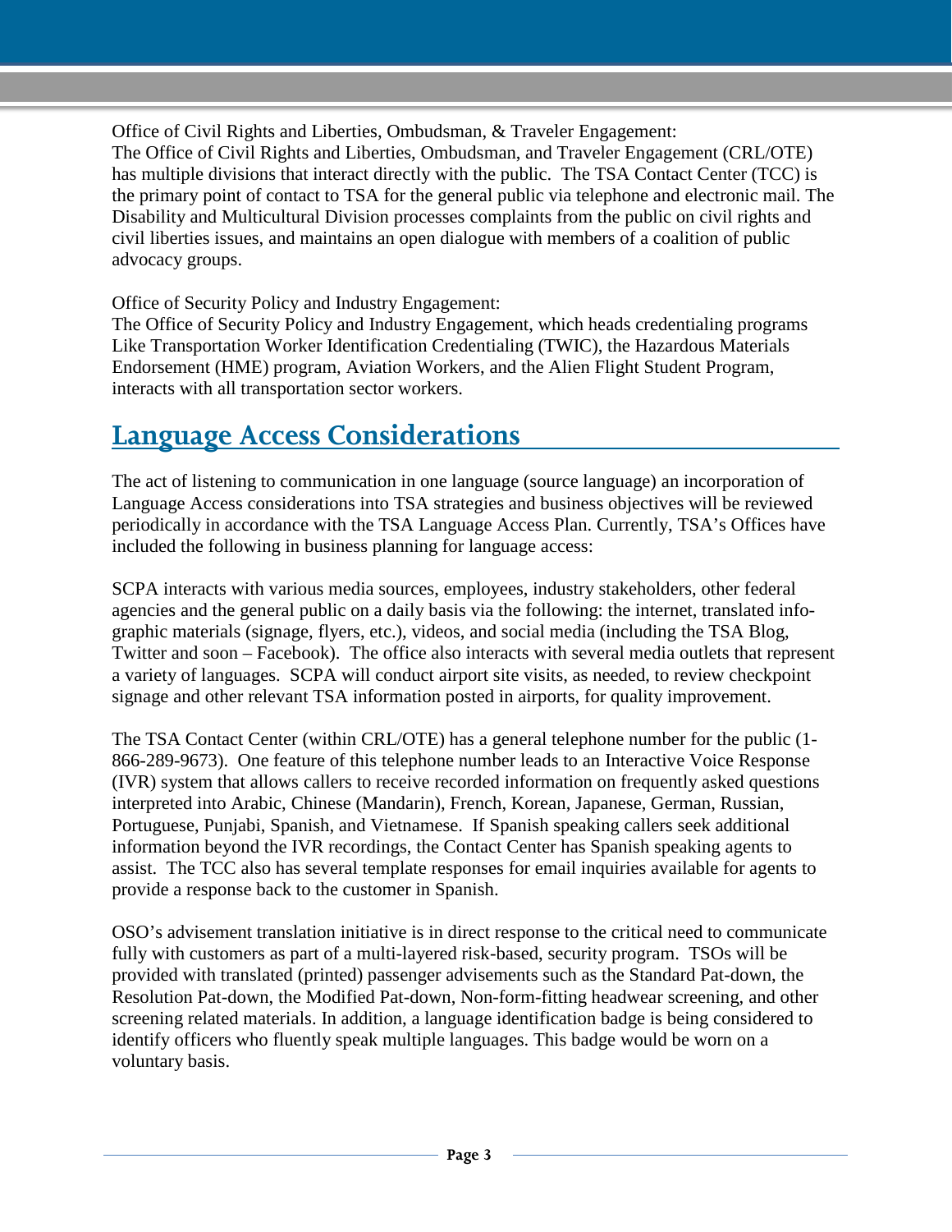Office of Civil Rights and Liberties, Ombudsman, & Traveler Engagement:
The Office of Civil Rights and Liberties, Ombudsman, and Traveler Engagement (CRL/OTE) has multiple divisions that interact directly with the public. The TSA Contact Center (TCC) is the primary point of contact to TSA for the general public via telephone and electronic mail. The Disability and Multicultural Division processes complaints from the public on civil rights and civil liberties issues, and maintains an open dialogue with members of a coalition of public advocacy groups.

Office of Security Policy and Industry Engagement:
The Office of Security Policy and Industry Engagement, which heads credentialing programs Like Transportation Worker Identification Credentialing (TWIC), the Hazardous Materials Endorsement (HME) program, Aviation Workers, and the Alien Flight Student Program, interacts with all transportation sector workers.

## Language Access Considerations

The act of listening to communication in one language (source language) an incorporation of Language Access considerations into TSA strategies and business objectives will be reviewed periodically in accordance with the TSA Language Access Plan. Currently, TSA's Offices have included the following in business planning for language access:

SCPA interacts with various media sources, employees, industry stakeholders, other federal agencies and the general public on a daily basis via the following: the internet, translated info-graphic materials (signage, flyers, etc.), videos, and social media (including the TSA Blog, Twitter and soon – Facebook). The office also interacts with several media outlets that represent a variety of languages. SCPA will conduct airport site visits, as needed, to review checkpoint signage and other relevant TSA information posted in airports, for quality improvement.

The TSA Contact Center (within CRL/OTE) has a general telephone number for the public (1-866-289-9673). One feature of this telephone number leads to an Interactive Voice Response (IVR) system that allows callers to receive recorded information on frequently asked questions interpreted into Arabic, Chinese (Mandarin), French, Korean, Japanese, German, Russian, Portuguese, Punjabi, Spanish, and Vietnamese. If Spanish speaking callers seek additional information beyond the IVR recordings, the Contact Center has Spanish speaking agents to assist. The TCC also has several template responses for email inquiries available for agents to provide a response back to the customer in Spanish.

OSO's advisement translation initiative is in direct response to the critical need to communicate fully with customers as part of a multi-layered risk-based, security program. TSOs will be provided with translated (printed) passenger advisements such as the Standard Pat-down, the Resolution Pat-down, the Modified Pat-down, Non-form-fitting headwear screening, and other screening related materials. In addition, a language identification badge is being considered to identify officers who fluently speak multiple languages. This badge would be worn on a voluntary basis.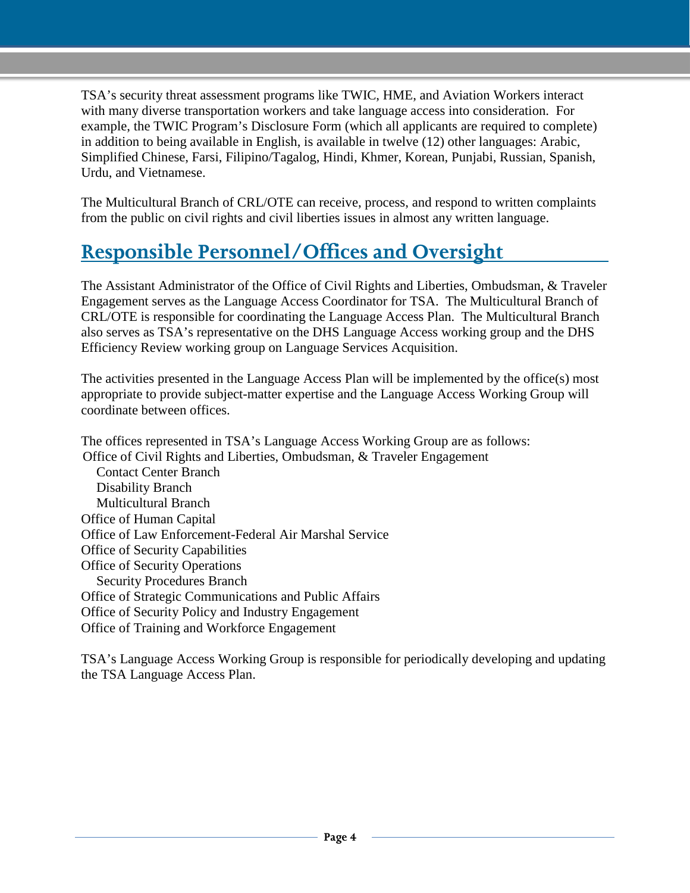TSA's security threat assessment programs like TWIC, HME, and Aviation Workers interact with many diverse transportation workers and take language access into consideration. For example, the TWIC Program's Disclosure Form (which all applicants are required to complete) in addition to being available in English, is available in twelve (12) other languages: Arabic, Simplified Chinese, Farsi, Filipino/Tagalog, Hindi, Khmer, Korean, Punjabi, Russian, Spanish, Urdu, and Vietnamese.

The Multicultural Branch of CRL/OTE can receive, process, and respond to written complaints from the public on civil rights and civil liberties issues in almost any written language.

## Responsible Personnel/Offices and Oversight

The Assistant Administrator of the Office of Civil Rights and Liberties, Ombudsman, & Traveler Engagement serves as the Language Access Coordinator for TSA. The Multicultural Branch of CRL/OTE is responsible for coordinating the Language Access Plan. The Multicultural Branch also serves as TSA's representative on the DHS Language Access working group and the DHS Efficiency Review working group on Language Services Acquisition.

The activities presented in the Language Access Plan will be implemented by the office(s) most appropriate to provide subject-matter expertise and the Language Access Working Group will coordinate between offices.

The offices represented in TSA's Language Access Working Group are as follows:

- Office of Civil Rights and Liberties, Ombudsman, & Traveler Engagement
  - Contact Center Branch
  - Disability Branch
  - Multicultural Branch
- Office of Human Capital
- Office of Law Enforcement-Federal Air Marshal Service
- Office of Security Capabilities
- Office of Security Operations
  - Security Procedures Branch
- Office of Strategic Communications and Public Affairs
- Office of Security Policy and Industry Engagement
- Office of Training and Workforce Engagement

TSA's Language Access Working Group is responsible for periodically developing and updating the TSA Language Access Plan.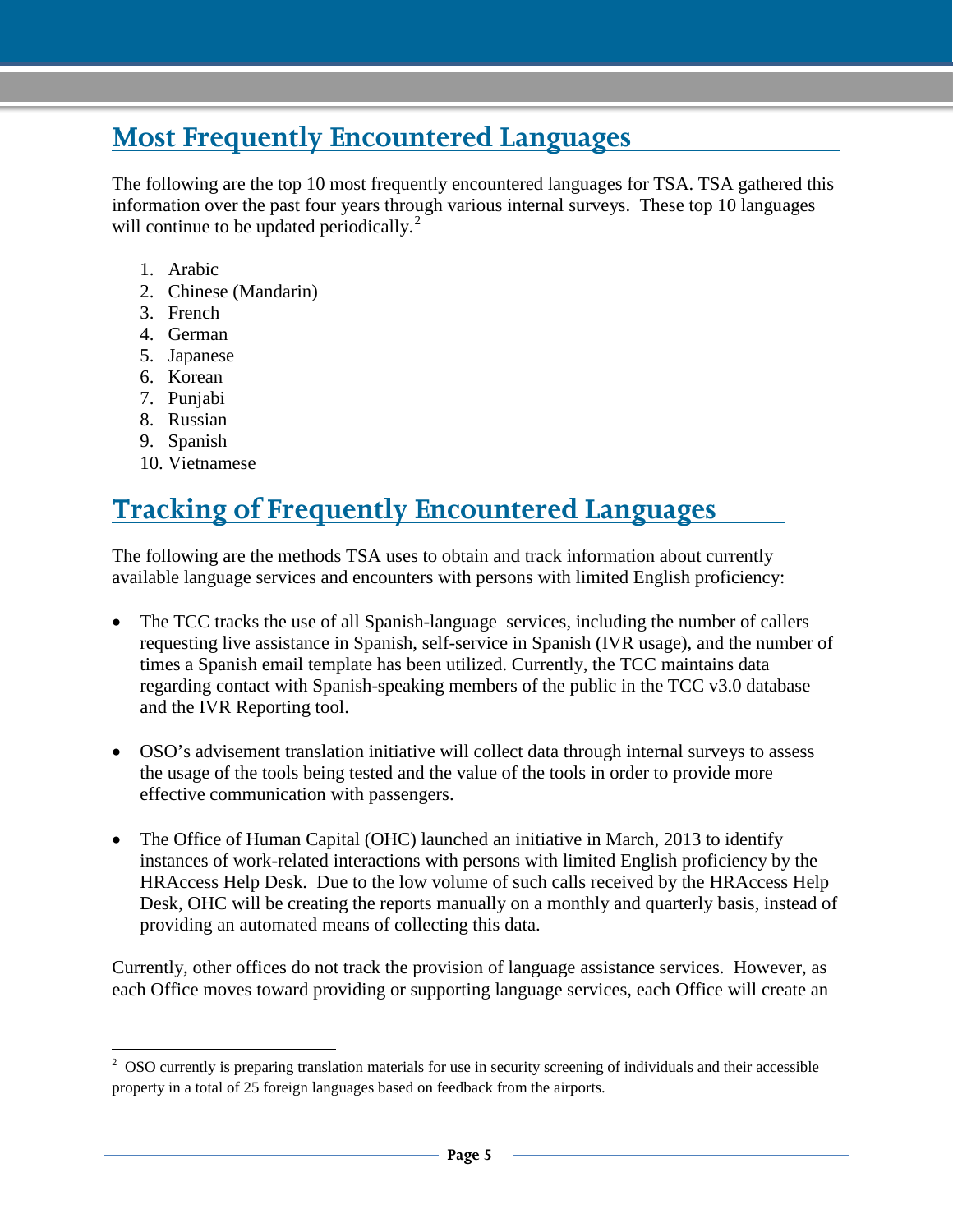## Most Frequently Encountered Languages

The following are the top 10 most frequently encountered languages for TSA. TSA gathered this information over the past four years through various internal surveys. These top 10 languages will continue to be updated periodically.[2]

1. Arabic
2. Chinese (Mandarin)
3. French
4. German
5. Japanese
6. Korean
7. Punjabi
8. Russian
9. Spanish
10. Vietnamese

## Tracking of Frequently Encountered Languages

The following are the methods TSA uses to obtain and track information about currently available language services and encounters with persons with limited English proficiency:

- The TCC tracks the use of all Spanish-language services, including the number of callers requesting live assistance in Spanish, self-service in Spanish (IVR usage), and the number of times a Spanish email template has been utilized. Currently, the TCC maintains data regarding contact with Spanish-speaking members of the public in the TCC v3.0 database and the IVR Reporting tool.

- OSO's advisement translation initiative will collect data through internal surveys to assess the usage of the tools being tested and the value of the tools in order to provide more effective communication with passengers.

- The Office of Human Capital (OHC) launched an initiative in March, 2013 to identify instances of work-related interactions with persons with limited English proficiency by the HRAccess Help Desk. Due to the low volume of such calls received by the HRAccess Help Desk, OHC will be creating the reports manually on a monthly and quarterly basis, instead of providing an automated means of collecting this data.

Currently, other offices do not track the provision of language assistance services. However, as each Office moves toward providing or supporting language services, each Office will create an

---

[2] OSO currently is preparing translation materials for use in security screening of individuals and their accessible property in a total of 25 foreign languages based on feedback from the airports.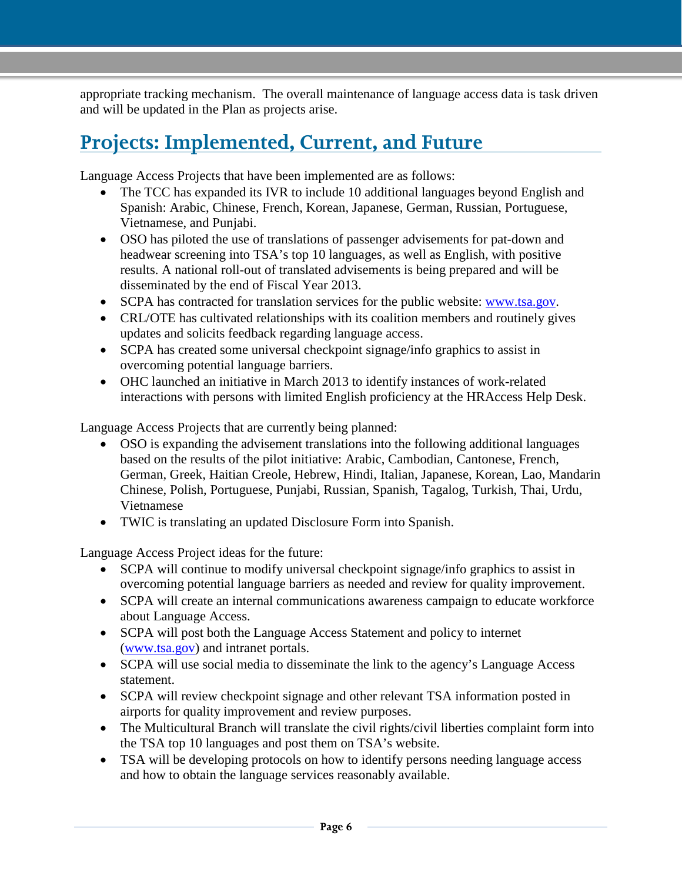appropriate tracking mechanism. The overall maintenance of language access data is task driven and will be updated in the Plan as projects arise.

## Projects: Implemented, Current, and Future

Language Access Projects that have been implemented are as follows:

- The TCC has expanded its IVR to include 10 additional languages beyond English and Spanish: Arabic, Chinese, French, Korean, Japanese, German, Russian, Portuguese, Vietnamese, and Punjabi.
- OSO has piloted the use of translations of passenger advisements for pat-down and headwear screening into TSA's top 10 languages, as well as English, with positive results. A national roll-out of translated advisements is being prepared and will be disseminated by the end of Fiscal Year 2013.
- SCPA has contracted for translation services for the public website: [www.tsa.gov](http://www.tsa.gov).
- CRL/OTE has cultivated relationships with its coalition members and routinely gives updates and solicits feedback regarding language access.
- SCPA has created some universal checkpoint signage/info graphics to assist in overcoming potential language barriers.
- OHC launched an initiative in March 2013 to identify instances of work-related interactions with persons with limited English proficiency at the HRAccess Help Desk.

Language Access Projects that are currently being planned:

- OSO is expanding the advisement translations into the following additional languages based on the results of the pilot initiative: Arabic, Cambodian, Cantonese, French, German, Greek, Haitian Creole, Hebrew, Hindi, Italian, Japanese, Korean, Lao, Mandarin Chinese, Polish, Portuguese, Punjabi, Russian, Spanish, Tagalog, Turkish, Thai, Urdu, Vietnamese
- TWIC is translating an updated Disclosure Form into Spanish.

Language Access Project ideas for the future:

- SCPA will continue to modify universal checkpoint signage/info graphics to assist in overcoming potential language barriers as needed and review for quality improvement.
- SCPA will create an internal communications awareness campaign to educate workforce about Language Access.
- SCPA will post both the Language Access Statement and policy to internet ([www.tsa.gov](http://www.tsa.gov)) and intranet portals.
- SCPA will use social media to disseminate the link to the agency's Language Access statement.
- SCPA will review checkpoint signage and other relevant TSA information posted in airports for quality improvement and review purposes.
- The Multicultural Branch will translate the civil rights/civil liberties complaint form into the TSA top 10 languages and post them on TSA's website.
- TSA will be developing protocols on how to identify persons needing language access and how to obtain the language services reasonably available.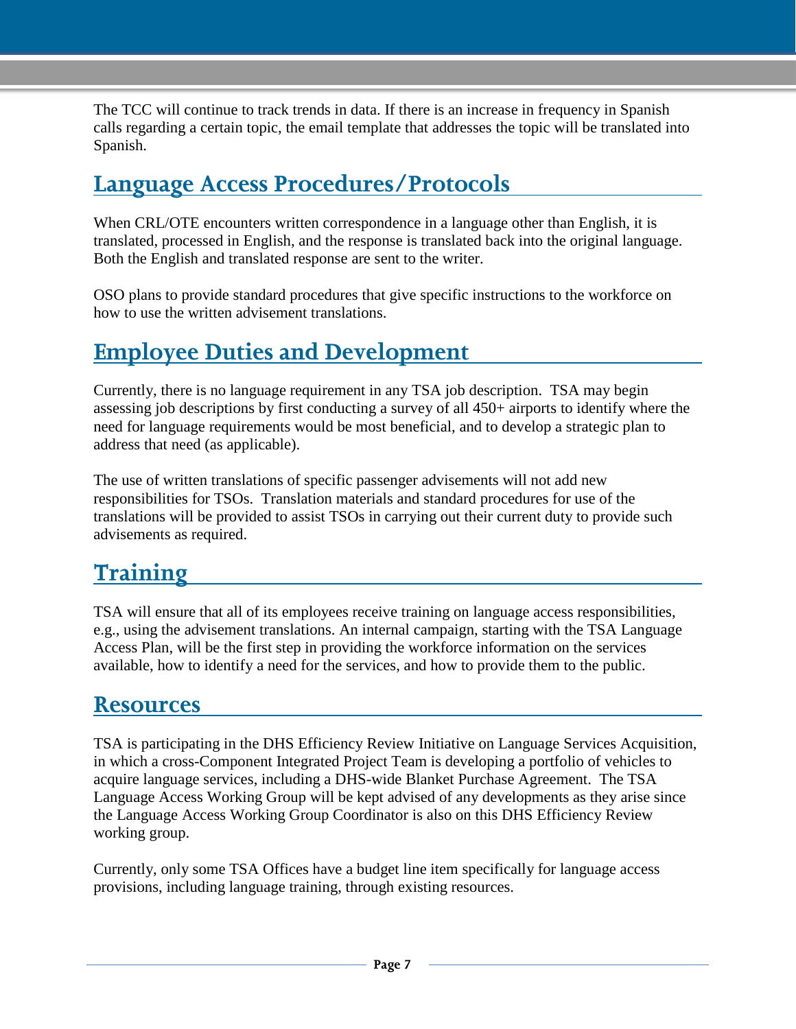The TCC will continue to track trends in data. If there is an increase in frequency in Spanish calls regarding a certain topic, the email template that addresses the topic will be translated into Spanish.

## Language Access Procedures/Protocols

When CRL/OTE encounters written correspondence in a language other than English, it is translated, processed in English, and the response is translated back into the original language. Both the English and translated response are sent to the writer.

OSO plans to provide standard procedures that give specific instructions to the workforce on how to use the written advisement translations.

## Employee Duties and Development

Currently, there is no language requirement in any TSA job description. TSA may begin assessing job descriptions by first conducting a survey of all 450+ airports to identify where the need for language requirements would be most beneficial, and to develop a strategic plan to address that need (as applicable).

The use of written translations of specific passenger advisements will not add new responsibilities for TSOs. Translation materials and standard procedures for use of the translations will be provided to assist TSOs in carrying out their current duty to provide such advisements as required.

## Training

TSA will ensure that all of its employees receive training on language access responsibilities, e.g., using the advisement translations. An internal campaign, starting with the TSA Language Access Plan, will be the first step in providing the workforce information on the services available, how to identify a need for the services, and how to provide them to the public.

## Resources

TSA is participating in the DHS Efficiency Review Initiative on Language Services Acquisition, in which a cross-Component Integrated Project Team is developing a portfolio of vehicles to acquire language services, including a DHS-wide Blanket Purchase Agreement. The TSA Language Access Working Group will be kept advised of any developments as they arise since the Language Access Working Group Coordinator is also on this DHS Efficiency Review working group.

Currently, only some TSA Offices have a budget line item specifically for language access provisions, including language training, through existing resources.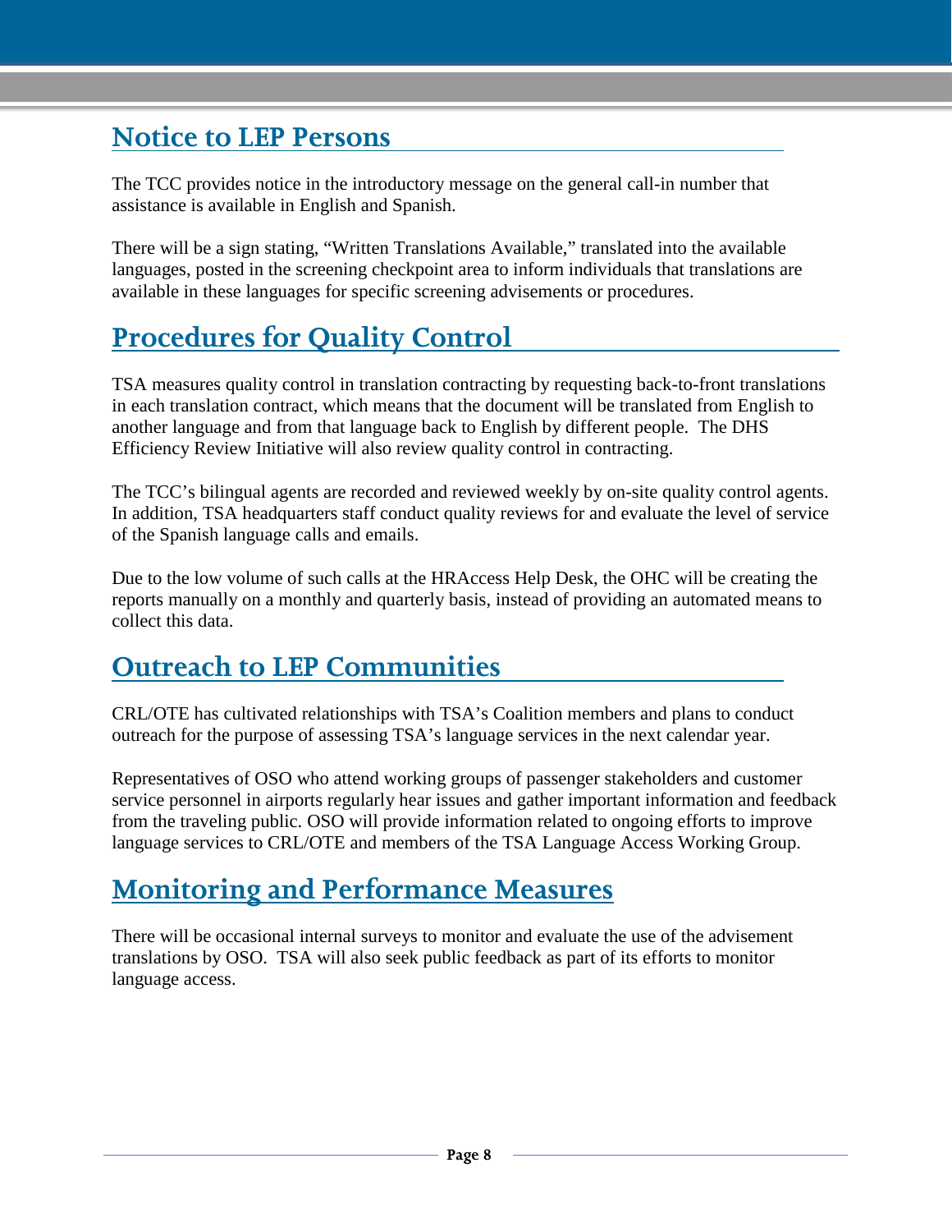## Notice to LEP Persons

The TCC provides notice in the introductory message on the general call-in number that assistance is available in English and Spanish.

There will be a sign stating, "Written Translations Available," translated into the available languages, posted in the screening checkpoint area to inform individuals that translations are available in these languages for specific screening advisements or procedures.

## Procedures for Quality Control

TSA measures quality control in translation contracting by requesting back-to-front translations in each translation contract, which means that the document will be translated from English to another language and from that language back to English by different people. The DHS Efficiency Review Initiative will also review quality control in contracting.

The TCC's bilingual agents are recorded and reviewed weekly by on-site quality control agents. In addition, TSA headquarters staff conduct quality reviews for and evaluate the level of service of the Spanish language calls and emails.

Due to the low volume of such calls at the HRAccess Help Desk, the OHC will be creating the reports manually on a monthly and quarterly basis, instead of providing an automated means to collect this data.

## Outreach to LEP Communities

CRL/OTE has cultivated relationships with TSA's Coalition members and plans to conduct outreach for the purpose of assessing TSA's language services in the next calendar year.

Representatives of OSO who attend working groups of passenger stakeholders and customer service personnel in airports regularly hear issues and gather important information and feedback from the traveling public. OSO will provide information related to ongoing efforts to improve language services to CRL/OTE and members of the TSA Language Access Working Group.

## Monitoring and Performance Measures

There will be occasional internal surveys to monitor and evaluate the use of the advisement translations by OSO. TSA will also seek public feedback as part of its efforts to monitor language access.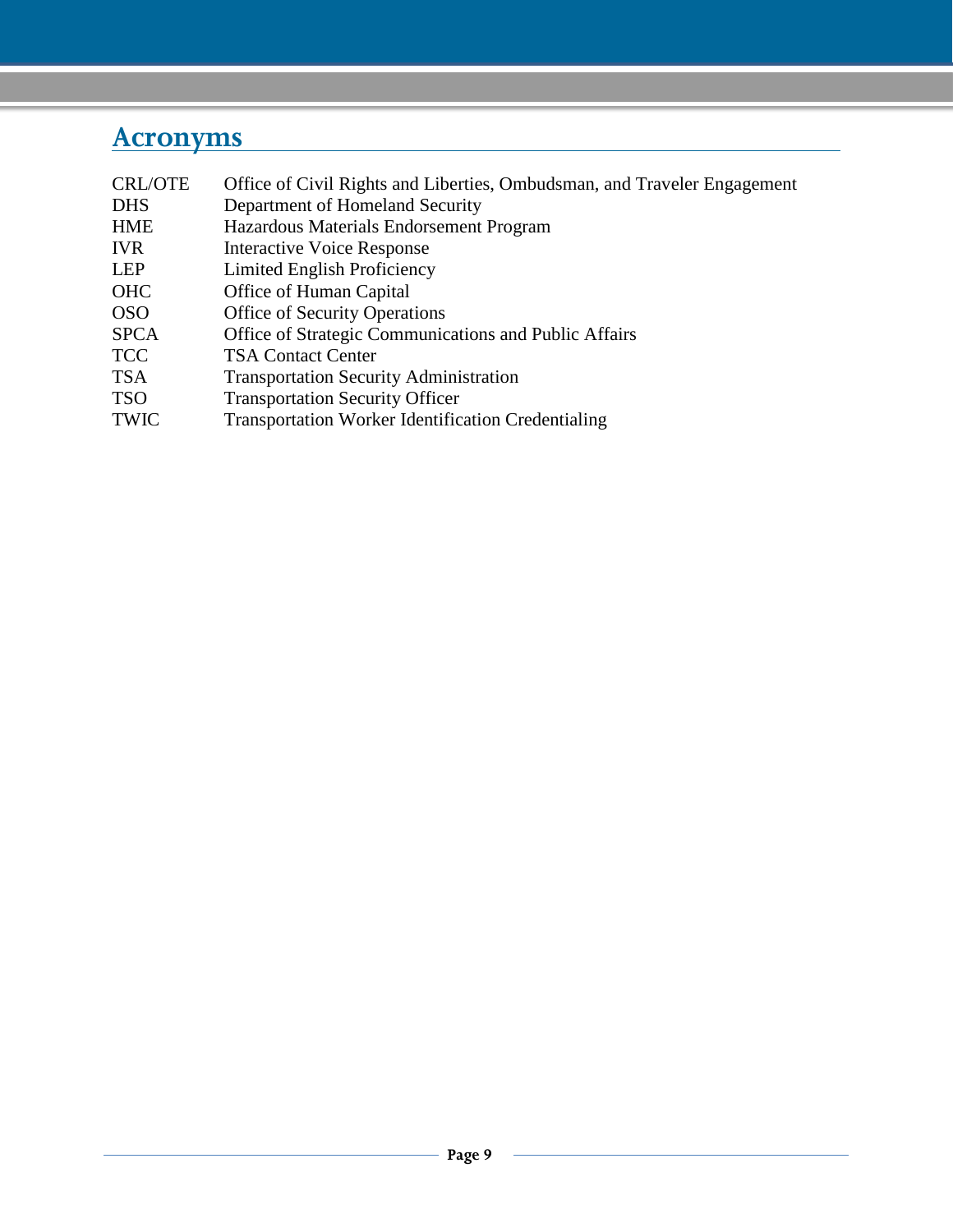## Acronyms

| | |
|---|---|
| CRL/OTE | Office of Civil Rights and Liberties, Ombudsman, and Traveler Engagement |
| DHS | Department of Homeland Security |
| HME | Hazardous Materials Endorsement Program |
| IVR | Interactive Voice Response |
| LEP | Limited English Proficiency |
| OHC | Office of Human Capital |
| OSO | Office of Security Operations |
| SPCA | Office of Strategic Communications and Public Affairs |
| TCC | TSA Contact Center |
| TSA | Transportation Security Administration |
| TSO | Transportation Security Officer |
| TWIC | Transportation Worker Identification Credentialing |